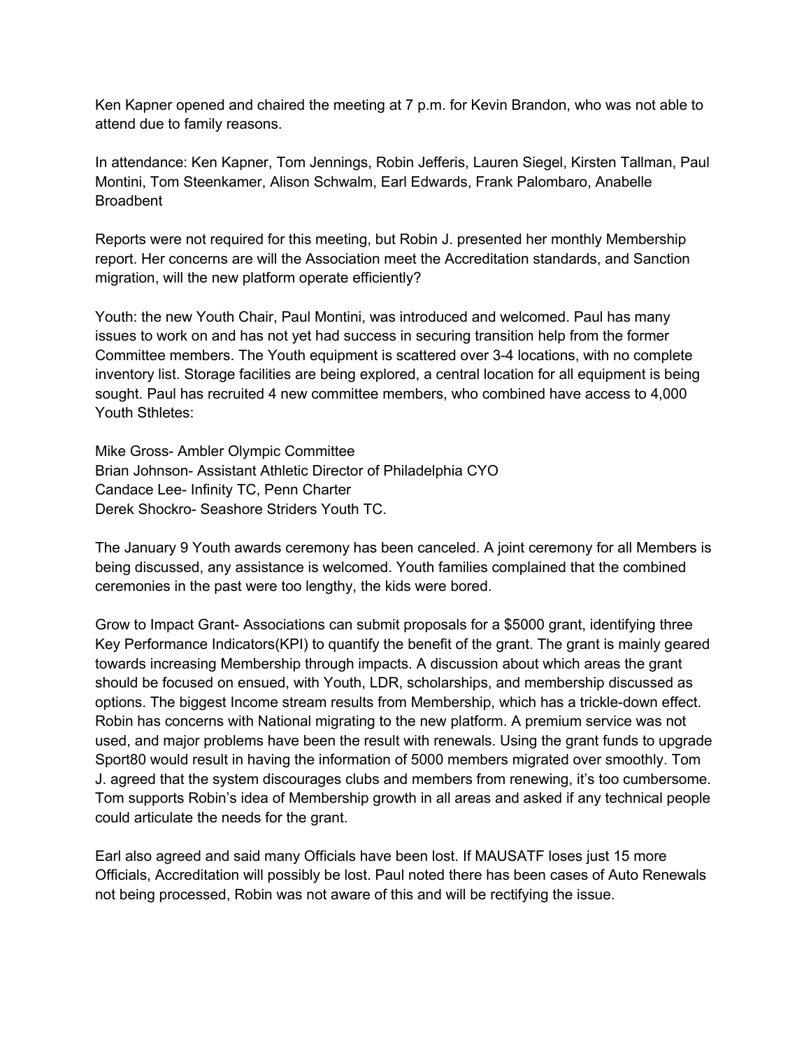Ken Kapner opened and chaired the meeting at 7 p.m. for Kevin Brandon, who was not able to attend due to family reasons.

In attendance: Ken Kapner, Tom Jennings, Robin Jefferis, Lauren Siegel, Kirsten Tallman, Paul Montini, Tom Steenkamer, Alison Schwalm, Earl Edwards, Frank Palombaro, Anabelle Broadbent

Reports were not required for this meeting, but Robin J. presented her monthly Membership report. Her concerns are will the Association meet the Accreditation standards, and Sanction migration, will the new platform operate efficiently?

Youth: the new Youth Chair, Paul Montini, was introduced and welcomed. Paul has many issues to work on and has not yet had success in securing transition help from the former Committee members. The Youth equipment is scattered over 3-4 locations, with no complete inventory list. Storage facilities are being explored, a central location for all equipment is being sought. Paul has recruited 4 new committee members, who combined have access to 4,000 Youth Sthletes:

Mike Gross- Ambler Olympic Committee
Brian Johnson- Assistant Athletic Director of Philadelphia CYO
Candace Lee- Infinity TC, Penn Charter
Derek Shockro- Seashore Striders Youth TC.

The January 9 Youth awards ceremony has been canceled. A joint ceremony for all Members is being discussed, any assistance is welcomed. Youth families complained that the combined ceremonies in the past were too lengthy, the kids were bored.

Grow to Impact Grant- Associations can submit proposals for a $5000 grant, identifying three Key Performance Indicators(KPI) to quantify the benefit of the grant. The grant is mainly geared towards increasing Membership through impacts. A discussion about which areas the grant should be focused on ensued, with Youth, LDR, scholarships, and membership discussed as options. The biggest Income stream results from Membership, which has a trickle-down effect. Robin has concerns with National migrating to the new platform. A premium service was not used, and major problems have been the result with renewals. Using the grant funds to upgrade Sport80 would result in having the information of 5000 members migrated over smoothly. Tom J. agreed that the system discourages clubs and members from renewing, it's too cumbersome. Tom supports Robin's idea of Membership growth in all areas and asked if any technical people could articulate the needs for the grant.

Earl also agreed and said many Officials have been lost. If MAUSATF loses just 15 more Officials, Accreditation will possibly be lost. Paul noted there has been cases of Auto Renewals not being processed, Robin was not aware of this and will be rectifying the issue.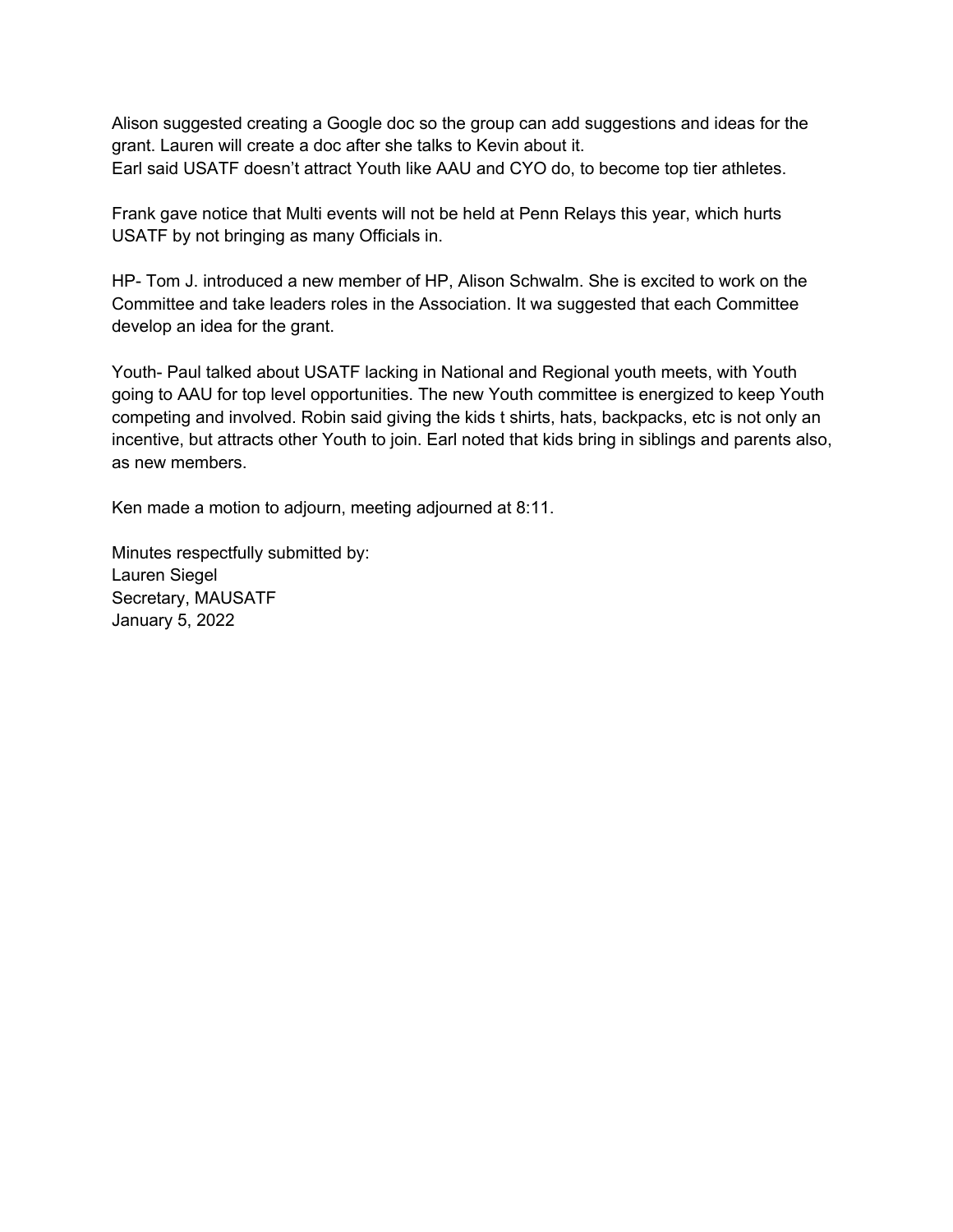Alison suggested creating a Google doc so the group can add suggestions and ideas for the grant. Lauren will create a doc after she talks to Kevin about it.
Earl said USATF doesn't attract Youth like AAU and CYO do, to become top tier athletes.

Frank gave notice that Multi events will not be held at Penn Relays this year, which hurts USATF by not bringing as many Officials in.

HP- Tom J. introduced a new member of HP, Alison Schwalm. She is excited to work on the Committee and take leaders roles in the Association. It wa suggested that each Committee develop an idea for the grant.

Youth- Paul talked about USATF lacking in National and Regional youth meets, with Youth going to AAU for top level opportunities. The new Youth committee is energized to keep Youth competing and involved. Robin said giving the kids t shirts, hats, backpacks, etc is not only an incentive, but attracts other Youth to join. Earl noted that kids bring in siblings and parents also, as new members.

Ken made a motion to adjourn, meeting adjourned at 8:11.

Minutes respectfully submitted by:
Lauren Siegel
Secretary, MAUSATF
January 5, 2022